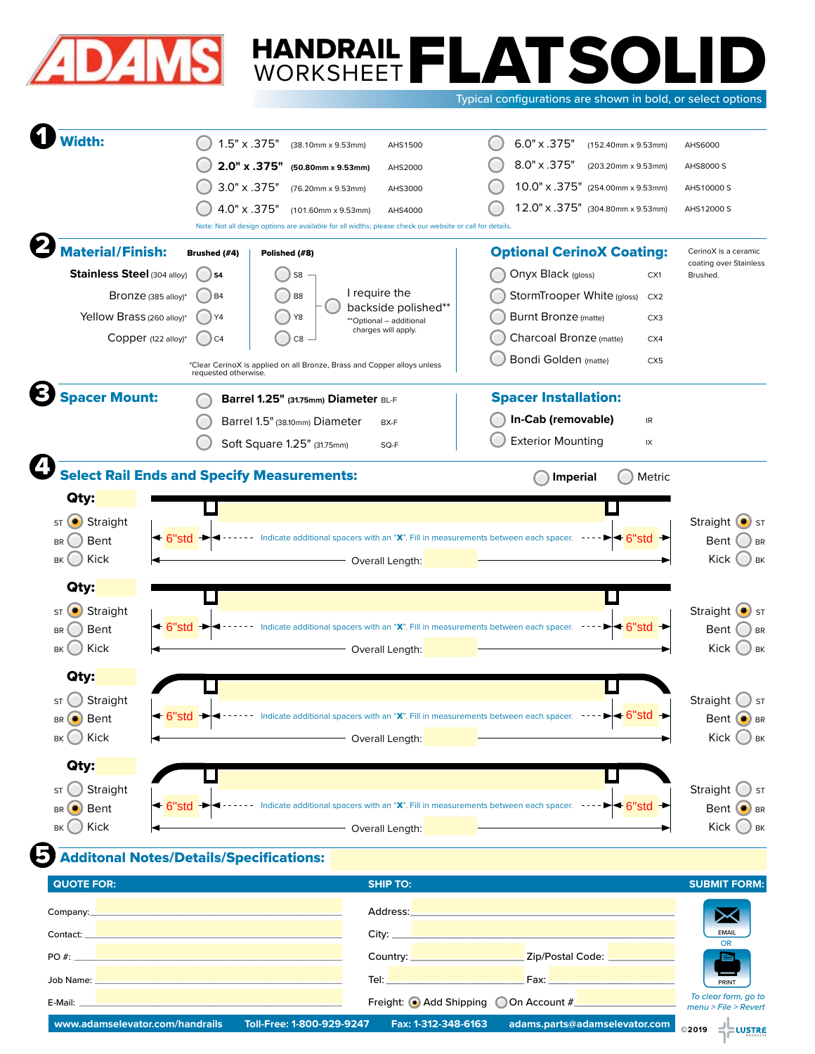# ADAMS HANDRAIL WORKSHEET FLATSOLID

Typical configurations are shown in bold, or select options

## 1 Width:

| Size | Metric | Part # | Size | Metric | Part # |
|---|---|---|---|---|---|
| 1.5" x .375" | (38.10mm x 9.53mm) | AHS1500 | 6.0" x .375" | (152.40mm x 9.53mm) | AHS6000 |
| **2.0" x .375"** | **(50.80mm x 9.53mm)** | AHS2000 | 8.0" x .375" | (203.20mm x 9.53mm) | AHS8000 S |
| 3.0" x .375" | (76.20mm x 9.53mm) | AHS3000 | 10.0" x .375" | (254.00mm x 9.53mm) | AHS10000 S |
| 4.0" x .375" | (101.60mm x 9.53mm) | AHS4000 | 12.0" x .375" | (304.80mm x 9.53mm) | AHS12000 S |

Note: Not all design options are available for all widths; please check our website or call for details.

## 2 Material/Finish:

| Material | Brushed (#4) | Polished (#8) |
|---|---|---|
| **Stainless Steel** (304 alloy) | **S4** | S8 |
| Bronze (385 alloy)* | B4 | B8 |
| Yellow Brass (260 alloy)* | Y4 | Y8 |
| Copper (122 alloy)* | C4 | C8 |

I require the backside polished**

**Optional – additional charges will apply.

*Clear CerinoX is applied on all Bronze, Brass and Copper alloys unless requested otherwise.

### Optional CerinoX Coating:

CerinoX is a ceramic coating over Stainless Brushed.

- Onyx Black (gloss) CX1
- StormTrooper White (gloss) CX2
- Burnt Bronze (matte) CX3
- Charcoal Bronze (matte) CX4
- Bondi Golden (matte) CX5

## 3 Spacer Mount:

- **Barrel 1.25"** (31.75mm) **Diameter** BL-F
- Barrel 1.5" (38.10mm) Diameter BX-F
- Soft Square 1.25" (31.75mm) SQ-F

### Spacer Installation:

- **In-Cab (removable)** IR
- Exterior Mounting IX

## 4 Select Rail Ends and Specify Measurements:

Imperial / Metric

**Qty:**

ST Straight (selected) / BR Bent / BK Kick — 6"std — Indicate additional spacers with an "X". Fill in measurements between each spacer. — 6"std — Straight ST (selected) / Bent BR / Kick BK

Overall Length:

**Qty:**

ST Straight (selected) / BR Bent / BK Kick — 6"std — Indicate additional spacers with an "X". Fill in measurements between each spacer. — 6"std — Straight ST (selected) / Bent BR / Kick BK

Overall Length:

**Qty:**

ST Straight / BR Bent (selected) / BK Kick — 6"std — Indicate additional spacers with an "X". Fill in measurements between each spacer. — 6"std — Straight ST / Bent BR (selected) / Kick BK

Overall Length:

**Qty:**

ST Straight / BR Bent (selected) / BK Kick — 6"std — Indicate additional spacers with an "X". Fill in measurements between each spacer. — 6"std — Straight ST / Bent BR (selected) / Kick BK

Overall Length:

## 5 Additonal Notes/Details/Specifications:

**QUOTE FOR:**

Company:

Contact:

PO #:

Job Name:

E-Mail:

**SHIP TO:**

Address:

City:

Country: Zip/Postal Code:

Tel: Fax:

Freight: Add Shipping (selected) / On Account #

**SUBMIT FORM:**

EMAIL OR PRINT

*To clear form, go to menu > File > Revert*

www.adamselevator.com/handrails Toll-Free: 1-800-929-9247 Fax: 1-312-348-6163 adams.parts@adamselevator.com

©2019 LUSTRE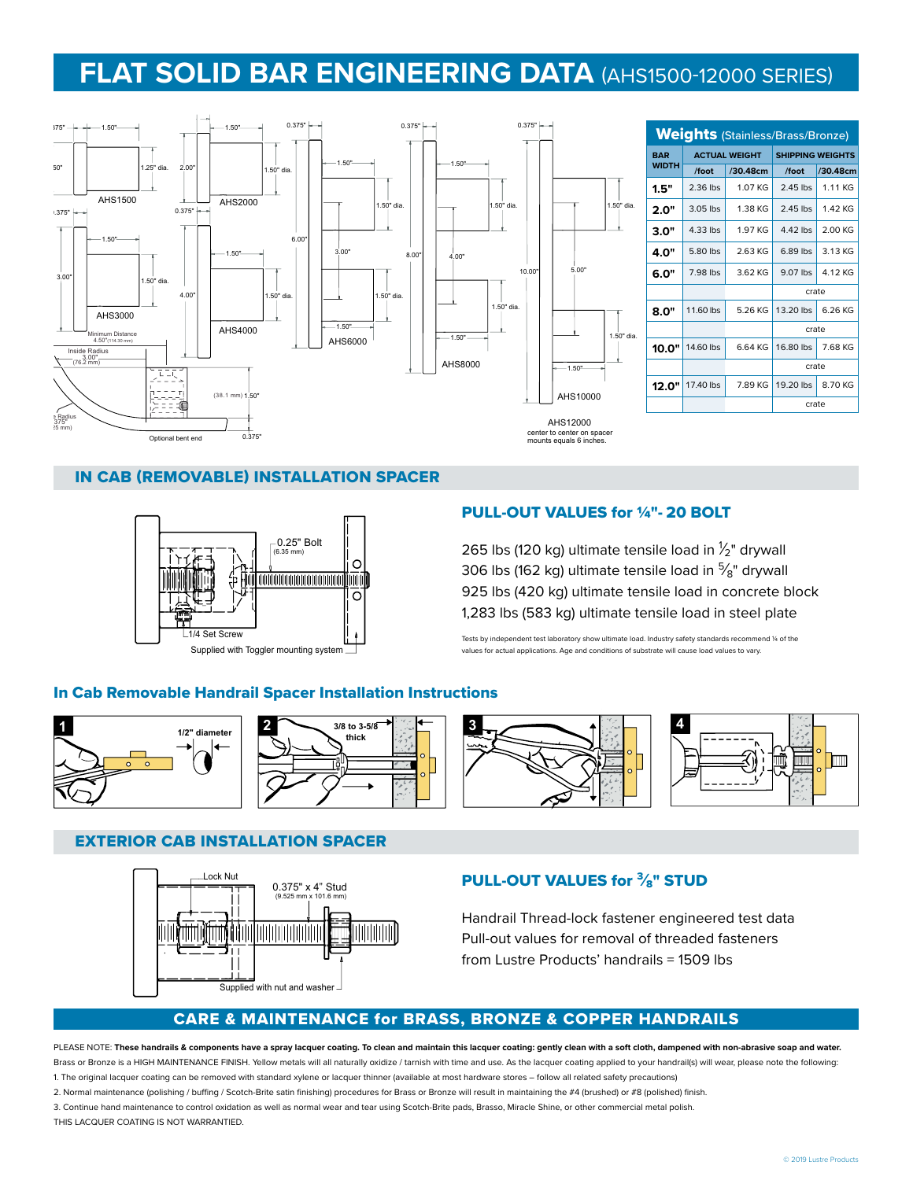# FLAT SOLID BAR ENGINEERING DATA (AHS1500-12000 SERIES)

AHS1500
AHS2000
AHS3000
AHS4000
AHS6000
AHS8000
AHS10000
AHS12000
center to center on spacer mounts equals 6 inches.

Minimum Distance 4.50" (114.30 mm)
Inside Radius 3.00" (76.2 mm)
Optional bent end

## Weights (Stainless/Brass/Bronze)

| BAR WIDTH | ACTUAL WEIGHT | | SHIPPING WEIGHTS | |
|---|---|---|---|---|
| | /foot | /30.48cm | /foot | /30.48cm |
| 1.5" | 2.36 lbs | 1.07 KG | 2.45 lbs | 1.11 KG |
| 2.0" | 3.05 lbs | 1.38 KG | 2.45 lbs | 1.42 KG |
| 3.0" | 4.33 lbs | 1.97 KG | 4.42 lbs | 2.00 KG |
| 4.0" | 5.80 lbs | 2.63 KG | 6.89 lbs | 3.13 KG |
| 6.0" | 7.98 lbs | 3.62 KG | 9.07 lbs | 4.12 KG |
| | | | crate | |
| 8.0" | 11.60 lbs | 5.26 KG | 13.20 lbs | 6.26 KG |
| | | | crate | |
| 10.0" | 14.60 lbs | 6.64 KG | 16.80 lbs | 7.68 KG |
| | | | crate | |
| 12.0" | 17.40 lbs | 7.89 KG | 19.20 lbs | 8.70 KG |
| | | | crate | |

## IN CAB (REMOVABLE) INSTALLATION SPACER

0.25" Bolt (6.35 mm)
1/4 Set Screw
Supplied with Toggler mounting system

### PULL-OUT VALUES for ¼"- 20 BOLT

265 lbs (120 kg) ultimate tensile load in ½" drywall
306 lbs (162 kg) ultimate tensile load in ⅝" drywall
925 lbs (420 kg) ultimate tensile load in concrete block
1,283 lbs (583 kg) ultimate tensile load in steel plate

Tests by independent test laboratory show ultimate load. Industry safety standards recommend ¼ of the values for actual applications. Age and conditions of substrate will cause load values to vary.

### In Cab Removable Handrail Spacer Installation Instructions

1 — 1/2" diameter
2 — 3/8 to 3-5/8 thick
3
4

## EXTERIOR CAB INSTALLATION SPACER

Lock Nut
0.375" x 4" Stud (9.525 mm x 101.6 mm)
Supplied with nut and washer

### PULL-OUT VALUES for ⅜" STUD

Handrail Thread-lock fastener engineered test data
Pull-out values for removal of threaded fasteners
from Lustre Products' handrails = 1509 lbs

## CARE & MAINTENANCE for BRASS, BRONZE & COPPER HANDRAILS

PLEASE NOTE: **These handrails & components have a spray lacquer coating. To clean and maintain this lacquer coating: gently clean with a soft cloth, dampened with non-abrasive soap and water.**

Brass or Bronze is a HIGH MAINTENANCE FINISH. Yellow metals will all naturally oxidize / tarnish with time and use. As the lacquer coating applied to your handrail(s) will wear, please note the following:

1. The original lacquer coating can be removed with standard xylene or lacquer thinner (available at most hardware stores – follow all related safety precautions)
2. Normal maintenance (polishing / buffing / Scotch-Brite satin finishing) procedures for Brass or Bronze will result in maintaining the #4 (brushed) or #8 (polished) finish.
3. Continue hand maintenance to control oxidation as well as normal wear and tear using Scotch-Brite pads, Brasso, Miracle Shine, or other commercial metal polish.

THIS LACQUER COATING IS NOT WARRANTIED.

© 2019 Lustre Products